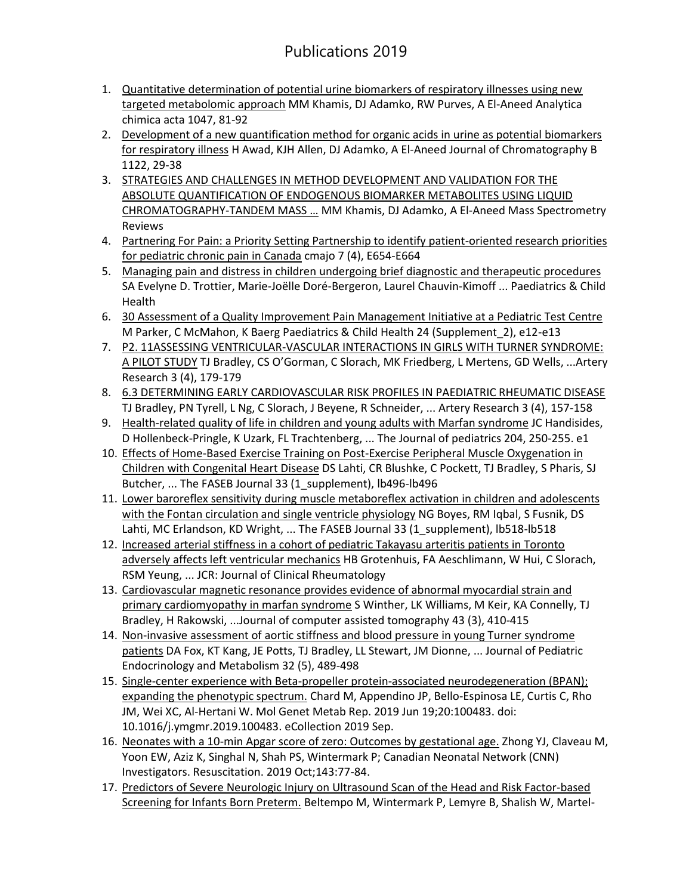# Publications 2019

1. Quantitative determination of potential urine biomarkers of respiratory illnesses using new targeted metabolomic approach MM Khamis, DJ Adamko, RW Purves, A El-Aneed Analytica chimica acta 1047, 81-92
2. Development of a new quantification method for organic acids in urine as potential biomarkers for respiratory illness H Awad, KJH Allen, DJ Adamko, A El-Aneed Journal of Chromatography B 1122, 29-38
3. STRATEGIES AND CHALLENGES IN METHOD DEVELOPMENT AND VALIDATION FOR THE ABSOLUTE QUANTIFICATION OF ENDOGENOUS BIOMARKER METABOLITES USING LIQUID CHROMATOGRAPHY-TANDEM MASS … MM Khamis, DJ Adamko, A El-Aneed Mass Spectrometry Reviews
4. Partnering For Pain: a Priority Setting Partnership to identify patient-oriented research priorities for pediatric chronic pain in Canada cmajo 7 (4), E654-E664
5. Managing pain and distress in children undergoing brief diagnostic and therapeutic procedures SA Evelyne D. Trottier, Marie-Joëlle Doré-Bergeron, Laurel Chauvin-Kimoff ... Paediatrics & Child Health
6. 30 Assessment of a Quality Improvement Pain Management Initiative at a Pediatric Test Centre M Parker, C McMahon, K Baerg Paediatrics & Child Health 24 (Supplement_2), e12-e13
7. P2. 11ASSESSING VENTRICULAR-VASCULAR INTERACTIONS IN GIRLS WITH TURNER SYNDROME: A PILOT STUDY TJ Bradley, CS O'Gorman, C Slorach, MK Friedberg, L Mertens, GD Wells, ...Artery Research 3 (4), 179-179
8. 6.3 DETERMINING EARLY CARDIOVASCULAR RISK PROFILES IN PAEDIATRIC RHEUMATIC DISEASE TJ Bradley, PN Tyrell, L Ng, C Slorach, J Beyene, R Schneider, ... Artery Research 3 (4), 157-158
9. Health-related quality of life in children and young adults with Marfan syndrome JC Handisides, D Hollenbeck-Pringle, K Uzark, FL Trachtenberg, ... The Journal of pediatrics 204, 250-255. e1
10. Effects of Home-Based Exercise Training on Post-Exercise Peripheral Muscle Oxygenation in Children with Congenital Heart Disease DS Lahti, CR Blushke, C Pockett, TJ Bradley, S Pharis, SJ Butcher, ... The FASEB Journal 33 (1_supplement), lb496-lb496
11. Lower baroreflex sensitivity during muscle metaboreflex activation in children and adolescents with the Fontan circulation and single ventricle physiology NG Boyes, RM Iqbal, S Fusnik, DS Lahti, MC Erlandson, KD Wright, ... The FASEB Journal 33 (1_supplement), lb518-lb518
12. Increased arterial stiffness in a cohort of pediatric Takayasu arteritis patients in Toronto adversely affects left ventricular mechanics HB Grotenhuis, FA Aeschlimann, W Hui, C Slorach, RSM Yeung, ... JCR: Journal of Clinical Rheumatology
13. Cardiovascular magnetic resonance provides evidence of abnormal myocardial strain and primary cardiomyopathy in marfan syndrome S Winther, LK Williams, M Keir, KA Connelly, TJ Bradley, H Rakowski, ...Journal of computer assisted tomography 43 (3), 410-415
14. Non-invasive assessment of aortic stiffness and blood pressure in young Turner syndrome patients DA Fox, KT Kang, JE Potts, TJ Bradley, LL Stewart, JM Dionne, ... Journal of Pediatric Endocrinology and Metabolism 32 (5), 489-498
15. Single-center experience with Beta-propeller protein-associated neurodegeneration (BPAN); expanding the phenotypic spectrum. Chard M, Appendino JP, Bello-Espinosa LE, Curtis C, Rho JM, Wei XC, Al-Hertani W. Mol Genet Metab Rep. 2019 Jun 19;20:100483. doi: 10.1016/j.ymgmr.2019.100483. eCollection 2019 Sep.
16. Neonates with a 10-min Apgar score of zero: Outcomes by gestational age. Zhong YJ, Claveau M, Yoon EW, Aziz K, Singhal N, Shah PS, Wintermark P; Canadian Neonatal Network (CNN) Investigators. Resuscitation. 2019 Oct;143:77-84.
17. Predictors of Severe Neurologic Injury on Ultrasound Scan of the Head and Risk Factor-based Screening for Infants Born Preterm. Beltempo M, Wintermark P, Lemyre B, Shalish W, Martel-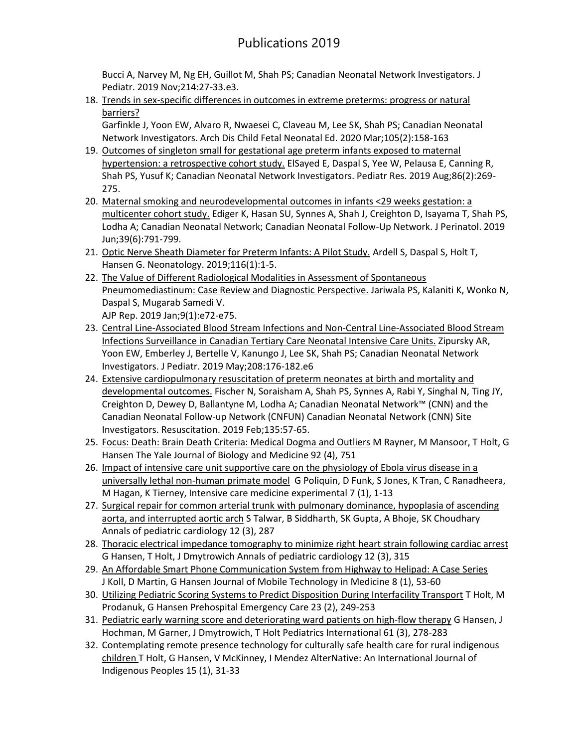Bucci A, Narvey M, Ng EH, Guillot M, Shah PS; Canadian Neonatal Network Investigators. J Pediatr. 2019 Nov;214:27-33.e3.

18. Trends in sex-specific differences in outcomes in extreme preterms: progress or natural barriers?
Garfinkle J, Yoon EW, Alvaro R, Nwaesei C, Claveau M, Lee SK, Shah PS; Canadian Neonatal Network Investigators. Arch Dis Child Fetal Neonatal Ed. 2020 Mar;105(2):158-163
19. Outcomes of singleton small for gestational age preterm infants exposed to maternal hypertension: a retrospective cohort study. ElSayed E, Daspal S, Yee W, Pelausa E, Canning R, Shah PS, Yusuf K; Canadian Neonatal Network Investigators. Pediatr Res. 2019 Aug;86(2):269-275.
20. Maternal smoking and neurodevelopmental outcomes in infants <29 weeks gestation: a multicenter cohort study. Ediger K, Hasan SU, Synnes A, Shah J, Creighton D, Isayama T, Shah PS, Lodha A; Canadian Neonatal Network; Canadian Neonatal Follow-Up Network. J Perinatol. 2019 Jun;39(6):791-799.
21. Optic Nerve Sheath Diameter for Preterm Infants: A Pilot Study. Ardell S, Daspal S, Holt T, Hansen G. Neonatology. 2019;116(1):1-5.
22. The Value of Different Radiological Modalities in Assessment of Spontaneous Pneumomediastinum: Case Review and Diagnostic Perspective. Jariwala PS, Kalaniti K, Wonko N, Daspal S, Mugarab Samedi V.
AJP Rep. 2019 Jan;9(1):e72-e75.
23. Central Line-Associated Blood Stream Infections and Non-Central Line-Associated Blood Stream Infections Surveillance in Canadian Tertiary Care Neonatal Intensive Care Units. Zipursky AR, Yoon EW, Emberley J, Bertelle V, Kanungo J, Lee SK, Shah PS; Canadian Neonatal Network Investigators. J Pediatr. 2019 May;208:176-182.e6
24. Extensive cardiopulmonary resuscitation of preterm neonates at birth and mortality and developmental outcomes. Fischer N, Soraisham A, Shah PS, Synnes A, Rabi Y, Singhal N, Ting JY, Creighton D, Dewey D, Ballantyne M, Lodha A; Canadian Neonatal Network™ (CNN) and the Canadian Neonatal Follow-up Network (CNFUN) Canadian Neonatal Network (CNN) Site Investigators. Resuscitation. 2019 Feb;135:57-65.
25. Focus: Death: Brain Death Criteria: Medical Dogma and Outliers M Rayner, M Mansoor, T Holt, G Hansen The Yale Journal of Biology and Medicine 92 (4), 751
26. Impact of intensive care unit supportive care on the physiology of Ebola virus disease in a universally lethal non-human primate model G Poliquin, D Funk, S Jones, K Tran, C Ranadheera, M Hagan, K Tierney, Intensive care medicine experimental 7 (1), 1-13
27. Surgical repair for common arterial trunk with pulmonary dominance, hypoplasia of ascending aorta, and interrupted aortic arch S Talwar, B Siddharth, SK Gupta, A Bhoje, SK Choudhary Annals of pediatric cardiology 12 (3), 287
28. Thoracic electrical impedance tomography to minimize right heart strain following cardiac arrest G Hansen, T Holt, J Dmytrowich Annals of pediatric cardiology 12 (3), 315
29. An Affordable Smart Phone Communication System from Highway to Helipad: A Case Series J Koll, D Martin, G Hansen Journal of Mobile Technology in Medicine 8 (1), 53-60
30. Utilizing Pediatric Scoring Systems to Predict Disposition During Interfacility Transport T Holt, M Prodanuk, G Hansen Prehospital Emergency Care 23 (2), 249-253
31. Pediatric early warning score and deteriorating ward patients on high-flow therapy G Hansen, J Hochman, M Garner, J Dmytrowich, T Holt Pediatrics International 61 (3), 278-283
32. Contemplating remote presence technology for culturally safe health care for rural indigenous children T Holt, G Hansen, V McKinney, I Mendez AlterNative: An International Journal of Indigenous Peoples 15 (1), 31-33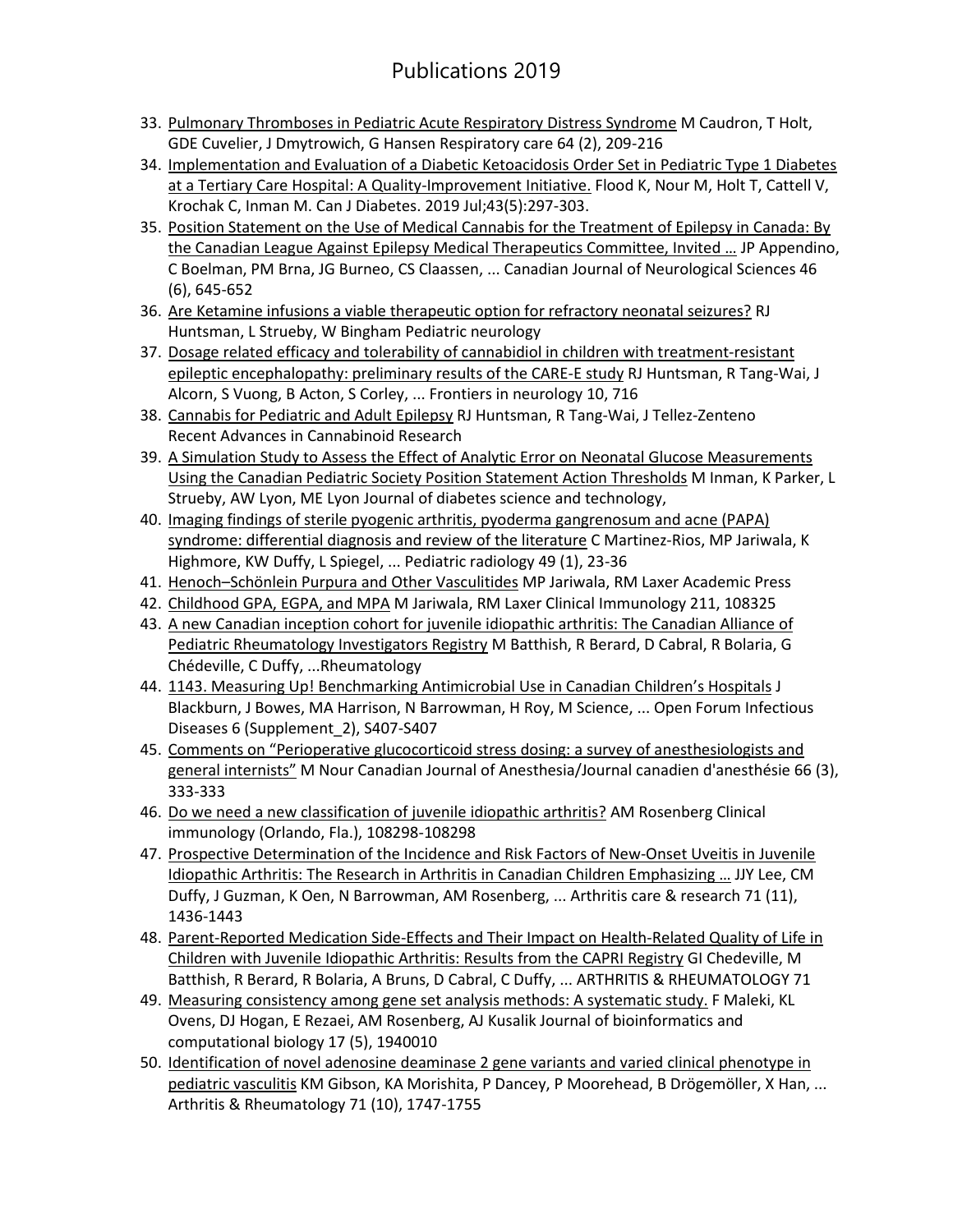# Publications 2019

33. Pulmonary Thromboses in Pediatric Acute Respiratory Distress Syndrome M Caudron, T Holt, GDE Cuvelier, J Dmytrowich, G Hansen Respiratory care 64 (2), 209-216
34. Implementation and Evaluation of a Diabetic Ketoacidosis Order Set in Pediatric Type 1 Diabetes at a Tertiary Care Hospital: A Quality-Improvement Initiative. Flood K, Nour M, Holt T, Cattell V, Krochak C, Inman M. Can J Diabetes. 2019 Jul;43(5):297-303.
35. Position Statement on the Use of Medical Cannabis for the Treatment of Epilepsy in Canada: By the Canadian League Against Epilepsy Medical Therapeutics Committee, Invited … JP Appendino, C Boelman, PM Brna, JG Burneo, CS Claassen, ... Canadian Journal of Neurological Sciences 46 (6), 645-652
36. Are Ketamine infusions a viable therapeutic option for refractory neonatal seizures? RJ Huntsman, L Strueby, W Bingham Pediatric neurology
37. Dosage related efficacy and tolerability of cannabidiol in children with treatment-resistant epileptic encephalopathy: preliminary results of the CARE-E study RJ Huntsman, R Tang-Wai, J Alcorn, S Vuong, B Acton, S Corley, ... Frontiers in neurology 10, 716
38. Cannabis for Pediatric and Adult Epilepsy RJ Huntsman, R Tang-Wai, J Tellez-Zenteno Recent Advances in Cannabinoid Research
39. A Simulation Study to Assess the Effect of Analytic Error on Neonatal Glucose Measurements Using the Canadian Pediatric Society Position Statement Action Thresholds M Inman, K Parker, L Strueby, AW Lyon, ME Lyon Journal of diabetes science and technology,
40. Imaging findings of sterile pyogenic arthritis, pyoderma gangrenosum and acne (PAPA) syndrome: differential diagnosis and review of the literature C Martinez-Rios, MP Jariwala, K Highmore, KW Duffy, L Spiegel, ... Pediatric radiology 49 (1), 23-36
41. Henoch–Schönlein Purpura and Other Vasculitides MP Jariwala, RM Laxer Academic Press
42. Childhood GPA, EGPA, and MPA M Jariwala, RM Laxer Clinical Immunology 211, 108325
43. A new Canadian inception cohort for juvenile idiopathic arthritis: The Canadian Alliance of Pediatric Rheumatology Investigators Registry M Batthish, R Berard, D Cabral, R Bolaria, G Chédeville, C Duffy, ...Rheumatology
44. 1143. Measuring Up! Benchmarking Antimicrobial Use in Canadian Children's Hospitals J Blackburn, J Bowes, MA Harrison, N Barrowman, H Roy, M Science, ... Open Forum Infectious Diseases 6 (Supplement_2), S407-S407
45. Comments on "Perioperative glucocorticoid stress dosing: a survey of anesthesiologists and general internists" M Nour Canadian Journal of Anesthesia/Journal canadien d'anesthésie 66 (3), 333-333
46. Do we need a new classification of juvenile idiopathic arthritis? AM Rosenberg Clinical immunology (Orlando, Fla.), 108298-108298
47. Prospective Determination of the Incidence and Risk Factors of New-Onset Uveitis in Juvenile Idiopathic Arthritis: The Research in Arthritis in Canadian Children Emphasizing … JJY Lee, CM Duffy, J Guzman, K Oen, N Barrowman, AM Rosenberg, ... Arthritis care & research 71 (11), 1436-1443
48. Parent-Reported Medication Side-Effects and Their Impact on Health-Related Quality of Life in Children with Juvenile Idiopathic Arthritis: Results from the CAPRI Registry GI Chedeville, M Batthish, R Berard, R Bolaria, A Bruns, D Cabral, C Duffy, ... ARTHRITIS & RHEUMATOLOGY 71
49. Measuring consistency among gene set analysis methods: A systematic study. F Maleki, KL Ovens, DJ Hogan, E Rezaei, AM Rosenberg, AJ Kusalik Journal of bioinformatics and computational biology 17 (5), 1940010
50. Identification of novel adenosine deaminase 2 gene variants and varied clinical phenotype in pediatric vasculitis KM Gibson, KA Morishita, P Dancey, P Moorehead, B Drögemöller, X Han, ... Arthritis & Rheumatology 71 (10), 1747-1755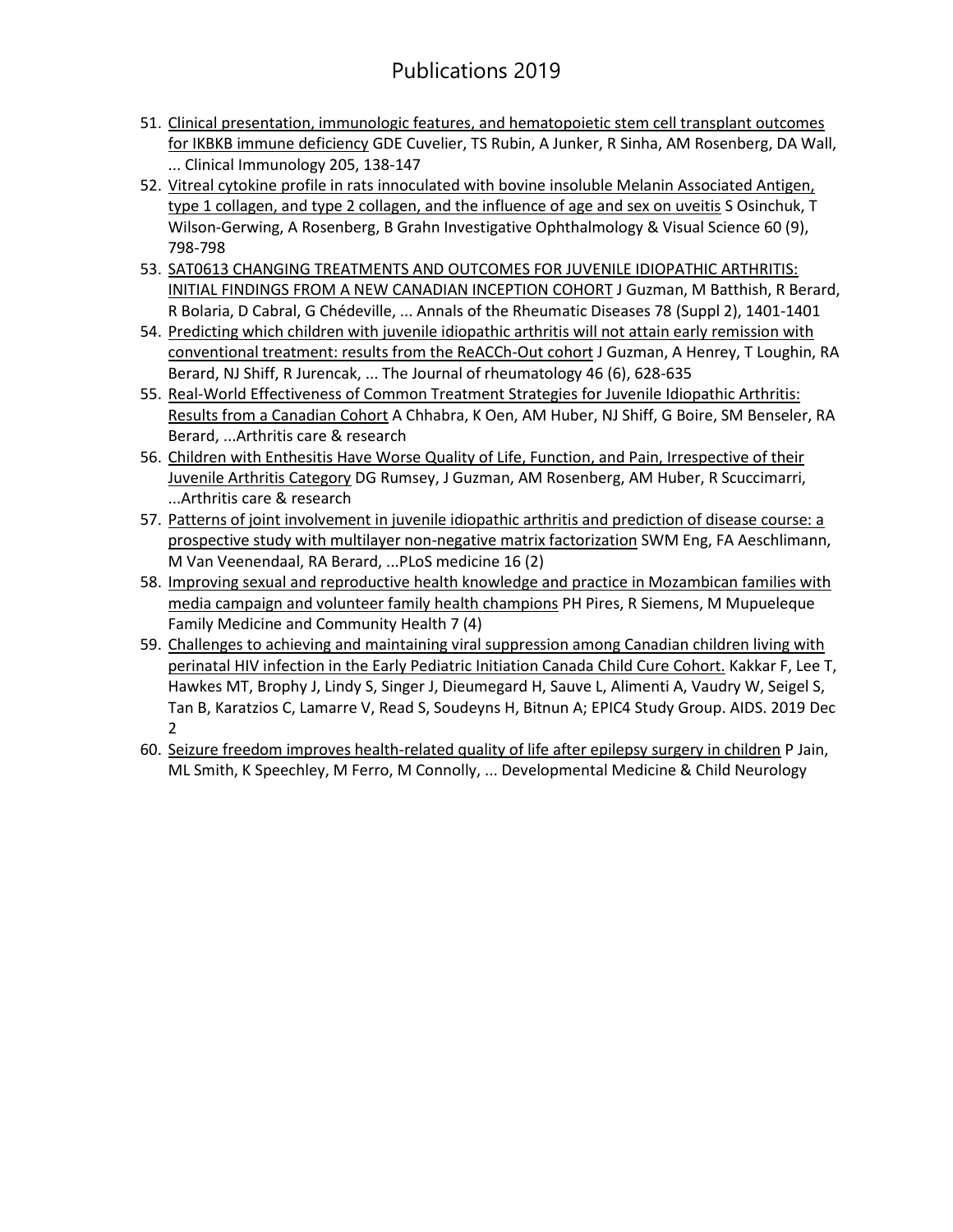# Publications 2019

51. Clinical presentation, immunologic features, and hematopoietic stem cell transplant outcomes for IKBKB immune deficiency GDE Cuvelier, TS Rubin, A Junker, R Sinha, AM Rosenberg, DA Wall, ... Clinical Immunology 205, 138-147
52. Vitreal cytokine profile in rats innoculated with bovine insoluble Melanin Associated Antigen, type 1 collagen, and type 2 collagen, and the influence of age and sex on uveitis S Osinchuk, T Wilson-Gerwing, A Rosenberg, B Grahn Investigative Ophthalmology & Visual Science 60 (9), 798-798
53. SAT0613 CHANGING TREATMENTS AND OUTCOMES FOR JUVENILE IDIOPATHIC ARTHRITIS: INITIAL FINDINGS FROM A NEW CANADIAN INCEPTION COHORT J Guzman, M Batthish, R Berard, R Bolaria, D Cabral, G Chédeville, ... Annals of the Rheumatic Diseases 78 (Suppl 2), 1401-1401
54. Predicting which children with juvenile idiopathic arthritis will not attain early remission with conventional treatment: results from the ReACCh-Out cohort J Guzman, A Henrey, T Loughin, RA Berard, NJ Shiff, R Jurencak, ... The Journal of rheumatology 46 (6), 628-635
55. Real-World Effectiveness of Common Treatment Strategies for Juvenile Idiopathic Arthritis: Results from a Canadian Cohort A Chhabra, K Oen, AM Huber, NJ Shiff, G Boire, SM Benseler, RA Berard, ...Arthritis care & research
56. Children with Enthesitis Have Worse Quality of Life, Function, and Pain, Irrespective of their Juvenile Arthritis Category DG Rumsey, J Guzman, AM Rosenberg, AM Huber, R Scuccimarri, ...Arthritis care & research
57. Patterns of joint involvement in juvenile idiopathic arthritis and prediction of disease course: a prospective study with multilayer non-negative matrix factorization SWM Eng, FA Aeschlimann, M Van Veenendaal, RA Berard, ...PLoS medicine 16 (2)
58. Improving sexual and reproductive health knowledge and practice in Mozambican families with media campaign and volunteer family health champions PH Pires, R Siemens, M Mupueleque Family Medicine and Community Health 7 (4)
59. Challenges to achieving and maintaining viral suppression among Canadian children living with perinatal HIV infection in the Early Pediatric Initiation Canada Child Cure Cohort. Kakkar F, Lee T, Hawkes MT, Brophy J, Lindy S, Singer J, Dieumegard H, Sauve L, Alimenti A, Vaudry W, Seigel S, Tan B, Karatzios C, Lamarre V, Read S, Soudeyns H, Bitnun A; EPIC4 Study Group. AIDS. 2019 Dec 2
60. Seizure freedom improves health-related quality of life after epilepsy surgery in children P Jain, ML Smith, K Speechley, M Ferro, M Connolly, ... Developmental Medicine & Child Neurology